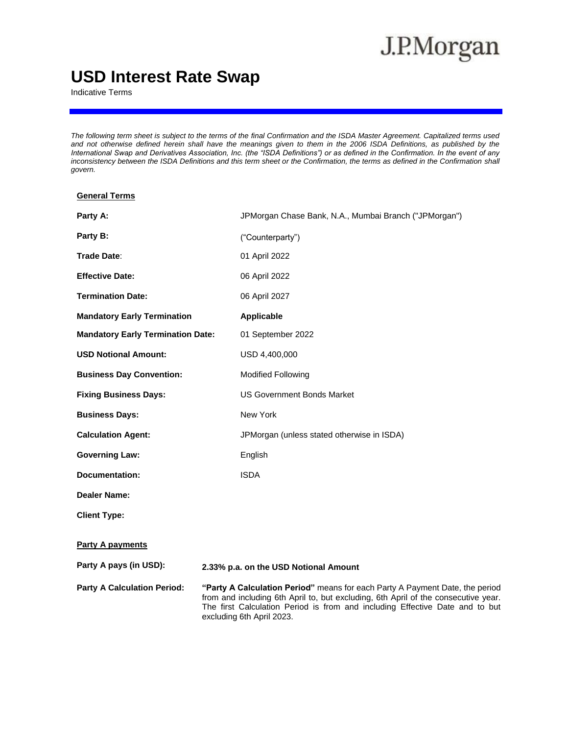J.P.Morgan

# USD Interest Rate Swap

Indicative Terms

*The following term sheet is subject to the terms of the final Confirmation and the ISDA Master Agreement. Capitalized terms used and not otherwise defined herein shall have the meanings given to them in the 2006 ISDA Definitions, as published by the International Swap and Derivatives Association, Inc. (the "ISDA Definitions") or as defined in the Confirmation. In the event of any inconsistency between the ISDA Definitions and this term sheet or the Confirmation, the terms as defined in the Confirmation shall govern.*

## General Terms

| | |
|---|---|
| **Party A:** | JPMorgan Chase Bank, N.A., Mumbai Branch ("JPMorgan") |
| **Party B:** | ("Counterparty") |
| **Trade Date**: | 01 April 2022 |
| **Effective Date:** | 06 April 2022 |
| **Termination Date:** | 06 April 2027 |
| **Mandatory Early Termination** | **Applicable** |
| **Mandatory Early Termination Date:** | 01 September 2022 |
| **USD Notional Amount:** | USD 4,400,000 |
| **Business Day Convention:** | Modified Following |
| **Fixing Business Days:** | US Government Bonds Market |
| **Business Days:** | New York |
| **Calculation Agent:** | JPMorgan (unless stated otherwise in ISDA) |
| **Governing Law:** | English |
| **Documentation:** | ISDA |
| **Dealer Name:** | |
| **Client Type:** | |

## Party A payments

| | |
|---|---|
| **Party A pays (in USD):** | **2.33% p.a. on the USD Notional Amount** |
| **Party A Calculation Period:** | **"Party A Calculation Period"** means for each Party A Payment Date, the period from and including 6th April to, but excluding, 6th April of the consecutive year. The first Calculation Period is from and including Effective Date and to but excluding 6th April 2023. |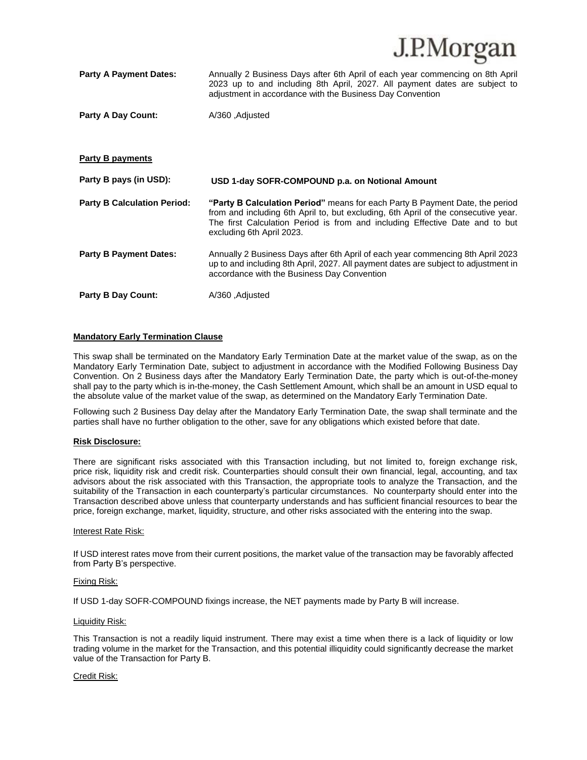| | |
|---|---|
| **Party A Payment Dates:** | Annually 2 Business Days after 6th April of each year commencing on 8th April 2023 up to and including 8th April, 2027. All payment dates are subject to adjustment in accordance with the Business Day Convention |
| **Party A Day Count:** | A/360 ,Adjusted |

**Party B payments**

| | |
|---|---|
| **Party B pays (in USD):** | **USD 1-day SOFR-COMPOUND p.a. on Notional Amount** |
| **Party B Calculation Period:** | **"Party B Calculation Period"** means for each Party B Payment Date, the period from and including 6th April to, but excluding, 6th April of the consecutive year. The first Calculation Period is from and including Effective Date and to but excluding 6th April 2023. |
| **Party B Payment Dates:** | Annually 2 Business Days after 6th April of each year commencing 8th April 2023 up to and including 8th April, 2027. All payment dates are subject to adjustment in accordance with the Business Day Convention |
| **Party B Day Count:** | A/360 ,Adjusted |

**Mandatory Early Termination Clause**

This swap shall be terminated on the Mandatory Early Termination Date at the market value of the swap, as on the Mandatory Early Termination Date, subject to adjustment in accordance with the Modified Following Business Day Convention. On 2 Business days after the Mandatory Early Termination Date, the party which is out-of-the-money shall pay to the party which is in-the-money, the Cash Settlement Amount, which shall be an amount in USD equal to the absolute value of the market value of the swap, as determined on the Mandatory Early Termination Date.

Following such 2 Business Day delay after the Mandatory Early Termination Date, the swap shall terminate and the parties shall have no further obligation to the other, save for any obligations which existed before that date.

**Risk Disclosure:**

There are significant risks associated with this Transaction including, but not limited to, foreign exchange risk, price risk, liquidity risk and credit risk. Counterparties should consult their own financial, legal, accounting, and tax advisors about the risk associated with this Transaction, the appropriate tools to analyze the Transaction, and the suitability of the Transaction in each counterparty's particular circumstances. No counterparty should enter into the Transaction described above unless that counterparty understands and has sufficient financial resources to bear the price, foreign exchange, market, liquidity, structure, and other risks associated with the entering into the swap.

Interest Rate Risk:

If USD interest rates move from their current positions, the market value of the transaction may be favorably affected from Party B's perspective.

Fixing Risk:

If USD 1-day SOFR-COMPOUND fixings increase, the NET payments made by Party B will increase.

Liquidity Risk:

This Transaction is not a readily liquid instrument. There may exist a time when there is a lack of liquidity or low trading volume in the market for the Transaction, and this potential illiquidity could significantly decrease the market value of the Transaction for Party B.

Credit Risk: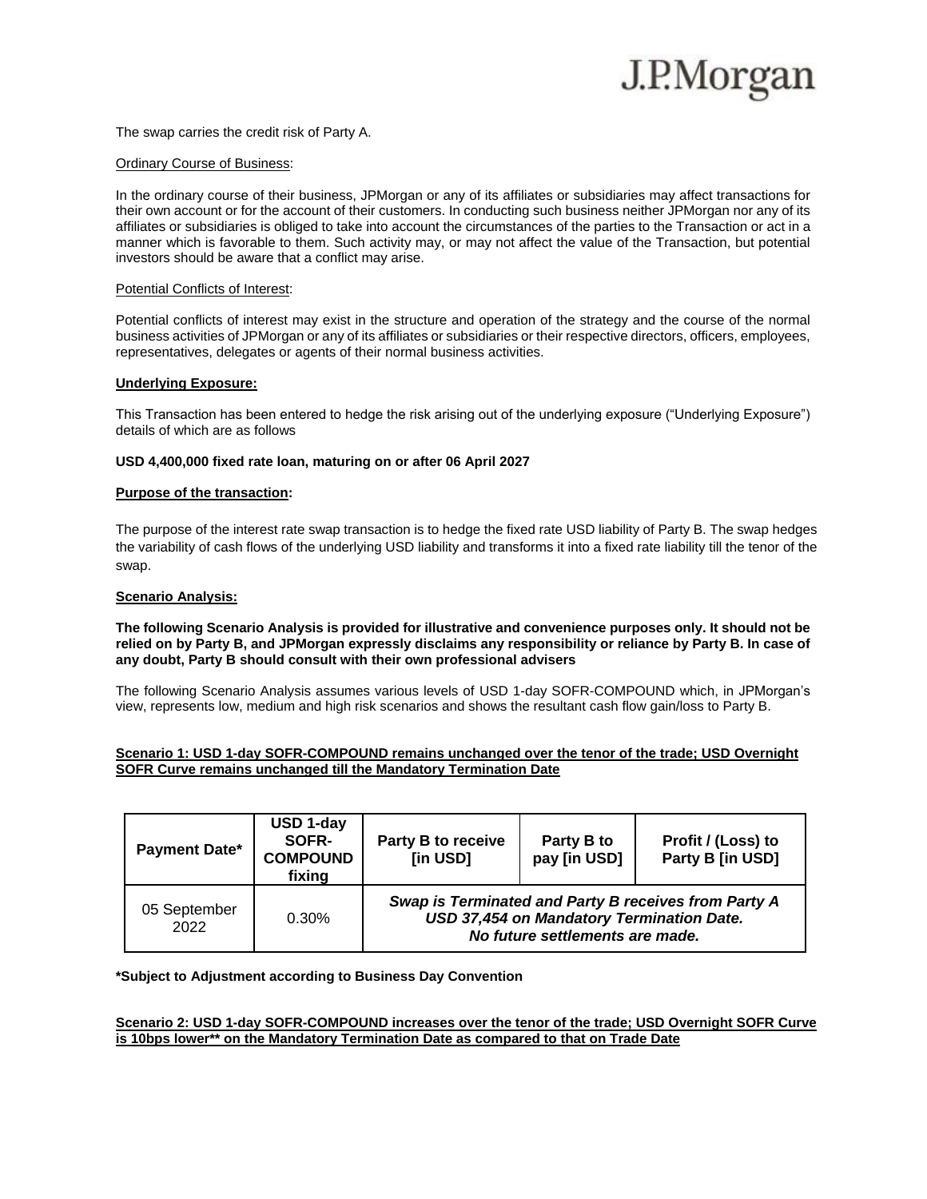The swap carries the credit risk of Party A.

Ordinary Course of Business:

In the ordinary course of their business, JPMorgan or any of its affiliates or subsidiaries may affect transactions for their own account or for the account of their customers. In conducting such business neither JPMorgan nor any of its affiliates or subsidiaries is obliged to take into account the circumstances of the parties to the Transaction or act in a manner which is favorable to them. Such activity may, or may not affect the value of the Transaction, but potential investors should be aware that a conflict may arise.

Potential Conflicts of Interest:

Potential conflicts of interest may exist in the structure and operation of the strategy and the course of the normal business activities of JPMorgan or any of its affiliates or subsidiaries or their respective directors, officers, employees, representatives, delegates or agents of their normal business activities.

**Underlying Exposure:**

This Transaction has been entered to hedge the risk arising out of the underlying exposure ("Underlying Exposure") details of which are as follows

**USD 4,400,000 fixed rate loan, maturing on or after 06 April 2027**

**Purpose of the transaction:**

The purpose of the interest rate swap transaction is to hedge the fixed rate USD liability of Party B. The swap hedges the variability of cash flows of the underlying USD liability and transforms it into a fixed rate liability till the tenor of the swap.

**Scenario Analysis:**

**The following Scenario Analysis is provided for illustrative and convenience purposes only. It should not be relied on by Party B, and JPMorgan expressly disclaims any responsibility or reliance by Party B. In case of any doubt, Party B should consult with their own professional advisers**

The following Scenario Analysis assumes various levels of USD 1-day SOFR-COMPOUND which, in JPMorgan's view, represents low, medium and high risk scenarios and shows the resultant cash flow gain/loss to Party B.

**Scenario 1: USD 1-day SOFR-COMPOUND remains unchanged over the tenor of the trade; USD Overnight SOFR Curve remains unchanged till the Mandatory Termination Date**

| Payment Date* | USD 1-day SOFR-COMPOUND fixing | Party B to receive [in USD] | Party B to pay [in USD] | Profit / (Loss) to Party B [in USD] |
|---|---|---|---|---|
| 05 September 2022 | 0.30% | ***Swap is Terminated and Party B receives from Party A USD 37,454 on Mandatory Termination Date. No future settlements are made.*** | | |

**\*Subject to Adjustment according to Business Day Convention**

**Scenario 2: USD 1-day SOFR-COMPOUND increases over the tenor of the trade; USD Overnight SOFR Curve is 10bps lower** on the Mandatory Termination Date as compared to that on Trade Date**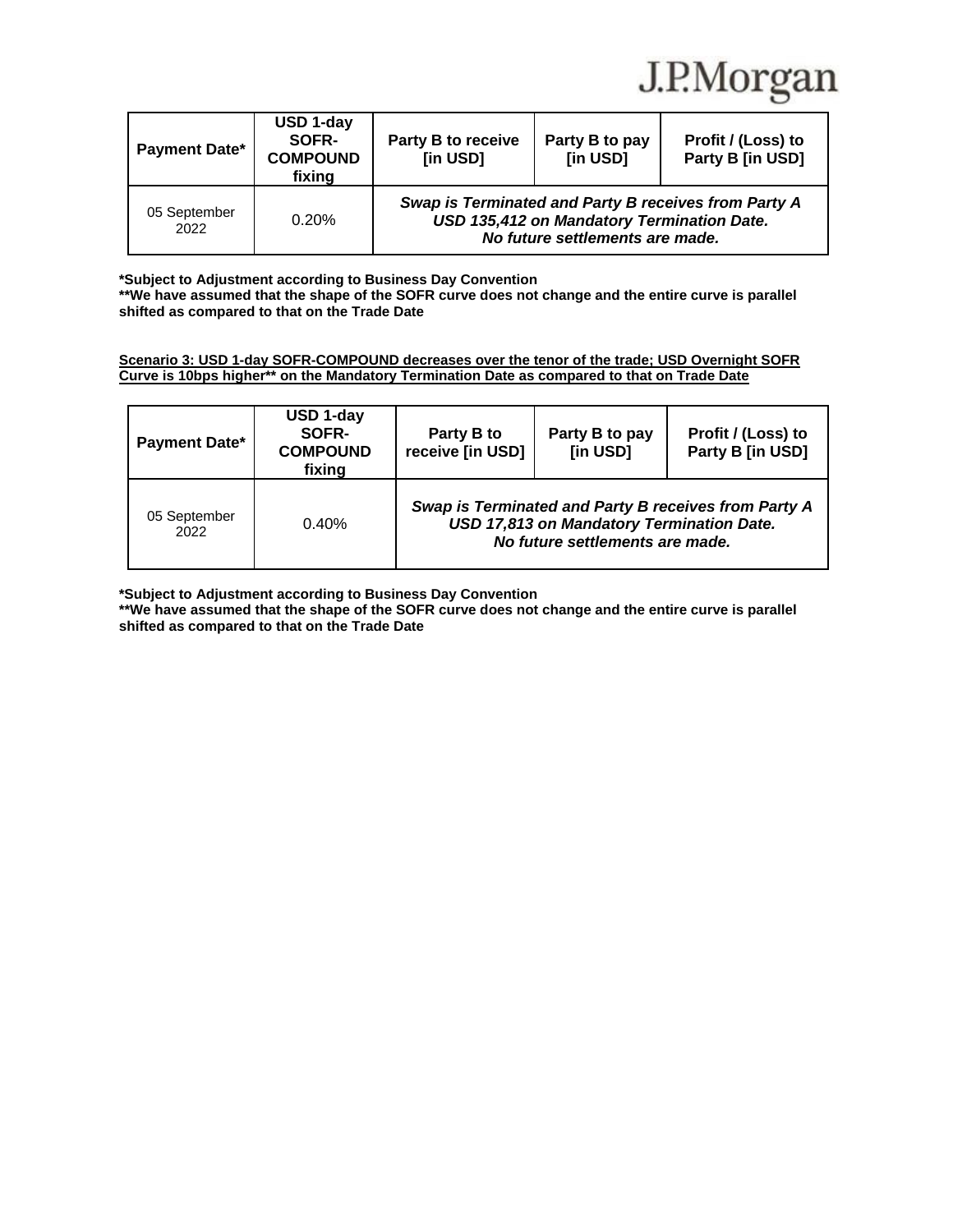| Payment Date* | USD 1-day SOFR-COMPOUND fixing | Party B to receive [in USD] | Party B to pay [in USD] | Profit / (Loss) to Party B [in USD] |
|---|---|---|---|---|
| 05 September 2022 | 0.20% | ***Swap is Terminated and Party B receives from Party A USD 135,412 on Mandatory Termination Date. No future settlements are made.*** | | |

**\*Subject to Adjustment according to Business Day Convention**
**\*\*We have assumed that the shape of the SOFR curve does not change and the entire curve is parallel shifted as compared to that on the Trade Date**

**Scenario 3: USD 1-day SOFR-COMPOUND decreases over the tenor of the trade; USD Overnight SOFR Curve is 10bps higher\*\* on the Mandatory Termination Date as compared to that on Trade Date**

| Payment Date* | USD 1-day SOFR-COMPOUND fixing | Party B to receive [in USD] | Party B to pay [in USD] | Profit / (Loss) to Party B [in USD] |
|---|---|---|---|---|
| 05 September 2022 | 0.40% | ***Swap is Terminated and Party B receives from Party A USD 17,813 on Mandatory Termination Date. No future settlements are made.*** | | |

**\*Subject to Adjustment according to Business Day Convention**
**\*\*We have assumed that the shape of the SOFR curve does not change and the entire curve is parallel shifted as compared to that on the Trade Date**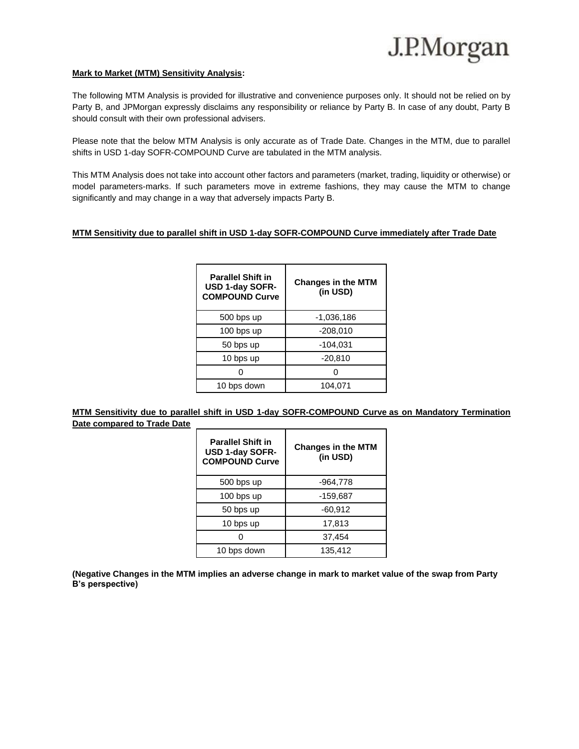**<u>Mark to Market (MTM) Sensitivity Analysis</u>:**

The following MTM Analysis is provided for illustrative and convenience purposes only. It should not be relied on by Party B, and JPMorgan expressly disclaims any responsibility or reliance by Party B. In case of any doubt, Party B should consult with their own professional advisers.

Please note that the below MTM Analysis is only accurate as of Trade Date. Changes in the MTM, due to parallel shifts in USD 1-day SOFR-COMPOUND Curve are tabulated in the MTM analysis.

This MTM Analysis does not take into account other factors and parameters (market, trading, liquidity or otherwise) or model parameters-marks. If such parameters move in extreme fashions, they may cause the MTM to change significantly and may change in a way that adversely impacts Party B.

**<u>MTM Sensitivity due to parallel shift in USD 1-day SOFR-COMPOUND Curve immediately after Trade Date</u>**

| Parallel Shift in USD 1-day SOFR-COMPOUND Curve | Changes in the MTM (in USD) |
|---|---|
| 500 bps up | -1,036,186 |
| 100 bps up | -208,010 |
| 50 bps up | -104,031 |
| 10 bps up | -20,810 |
| 0 | 0 |
| 10 bps down | 104,071 |

**<u>MTM Sensitivity due to parallel shift in USD 1-day SOFR-COMPOUND Curve as on Mandatory Termination Date compared to Trade Date</u>**

| Parallel Shift in USD 1-day SOFR-COMPOUND Curve | Changes in the MTM (in USD) |
|---|---|
| 500 bps up | -964,778 |
| 100 bps up | -159,687 |
| 50 bps up | -60,912 |
| 10 bps up | 17,813 |
| 0 | 37,454 |
| 10 bps down | 135,412 |

**(Negative Changes in the MTM implies an adverse change in mark to market value of the swap from Party B's perspective)**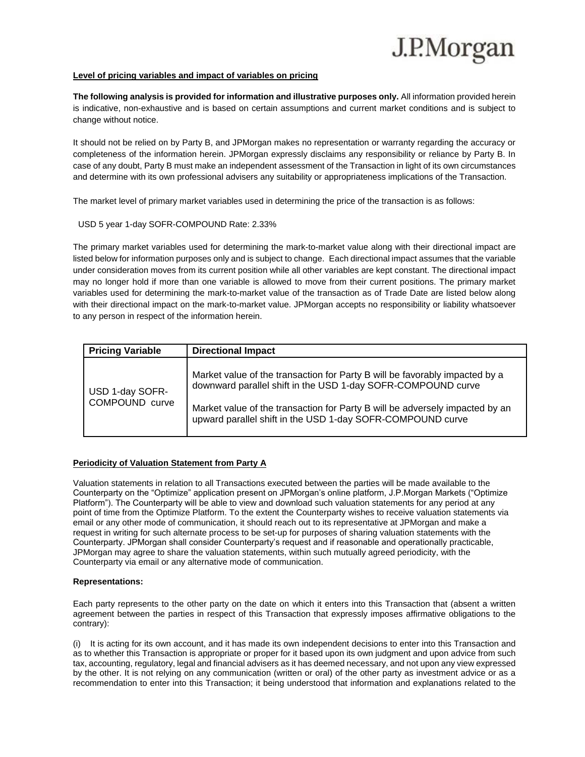**Level of pricing variables and impact of variables on pricing**

**The following analysis is provided for information and illustrative purposes only.** All information provided herein is indicative, non-exhaustive and is based on certain assumptions and current market conditions and is subject to change without notice.

It should not be relied on by Party B, and JPMorgan makes no representation or warranty regarding the accuracy or completeness of the information herein. JPMorgan expressly disclaims any responsibility or reliance by Party B. In case of any doubt, Party B must make an independent assessment of the Transaction in light of its own circumstances and determine with its own professional advisers any suitability or appropriateness implications of the Transaction.

The market level of primary market variables used in determining the price of the transaction is as follows:

USD 5 year 1-day SOFR-COMPOUND Rate: 2.33%

The primary market variables used for determining the mark-to-market value along with their directional impact are listed below for information purposes only and is subject to change. Each directional impact assumes that the variable under consideration moves from its current position while all other variables are kept constant. The directional impact may no longer hold if more than one variable is allowed to move from their current positions. The primary market variables used for determining the mark-to-market value of the transaction as of Trade Date are listed below along with their directional impact on the mark-to-market value. JPMorgan accepts no responsibility or liability whatsoever to any person in respect of the information herein.

| Pricing Variable | Directional Impact |
| --- | --- |
| USD 1-day SOFR-COMPOUND curve | Market value of the transaction for Party B will be favorably impacted by a downward parallel shift in the USD 1-day SOFR-COMPOUND curve<br><br>Market value of the transaction for Party B will be adversely impacted by an upward parallel shift in the USD 1-day SOFR-COMPOUND curve |

**Periodicity of Valuation Statement from Party A**

Valuation statements in relation to all Transactions executed between the parties will be made available to the Counterparty on the "Optimize" application present on JPMorgan's online platform, J.P.Morgan Markets ("Optimize Platform"). The Counterparty will be able to view and download such valuation statements for any period at any point of time from the Optimize Platform. To the extent the Counterparty wishes to receive valuation statements via email or any other mode of communication, it should reach out to its representative at JPMorgan and make a request in writing for such alternate process to be set-up for purposes of sharing valuation statements with the Counterparty. JPMorgan shall consider Counterparty's request and if reasonable and operationally practicable, JPMorgan may agree to share the valuation statements, within such mutually agreed periodicity, with the Counterparty via email or any alternative mode of communication.

**Representations:**

Each party represents to the other party on the date on which it enters into this Transaction that (absent a written agreement between the parties in respect of this Transaction that expressly imposes affirmative obligations to the contrary):

(i) It is acting for its own account, and it has made its own independent decisions to enter into this Transaction and as to whether this Transaction is appropriate or proper for it based upon its own judgment and upon advice from such tax, accounting, regulatory, legal and financial advisers as it has deemed necessary, and not upon any view expressed by the other. It is not relying on any communication (written or oral) of the other party as investment advice or as a recommendation to enter into this Transaction; it being understood that information and explanations related to the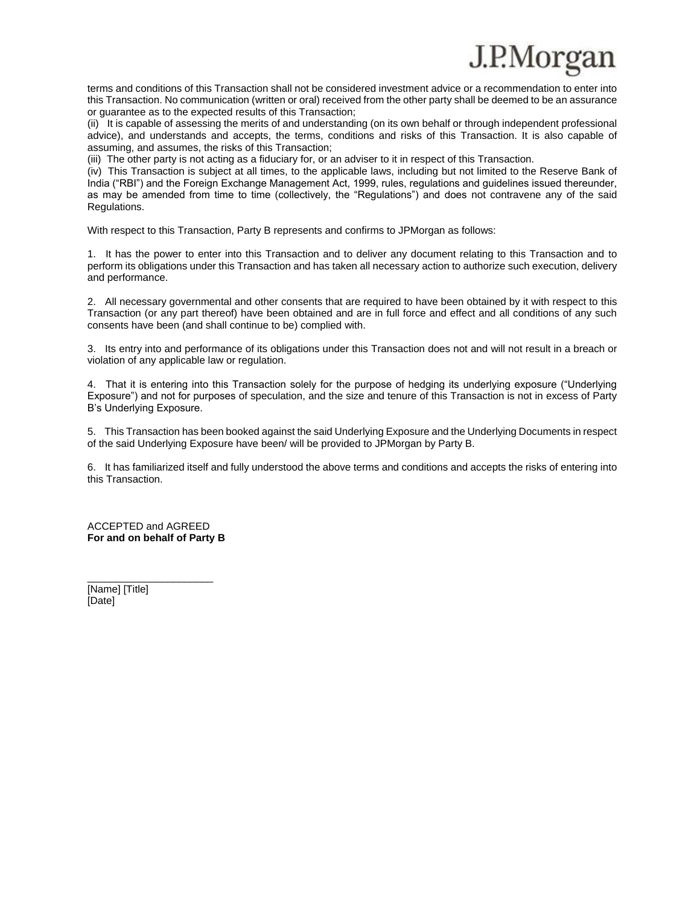terms and conditions of this Transaction shall not be considered investment advice or a recommendation to enter into this Transaction. No communication (written or oral) received from the other party shall be deemed to be an assurance or guarantee as to the expected results of this Transaction;

(ii) It is capable of assessing the merits of and understanding (on its own behalf or through independent professional advice), and understands and accepts, the terms, conditions and risks of this Transaction. It is also capable of assuming, and assumes, the risks of this Transaction;

(iii) The other party is not acting as a fiduciary for, or an adviser to it in respect of this Transaction.

(iv) This Transaction is subject at all times, to the applicable laws, including but not limited to the Reserve Bank of India ("RBI") and the Foreign Exchange Management Act, 1999, rules, regulations and guidelines issued thereunder, as may be amended from time to time (collectively, the "Regulations") and does not contravene any of the said Regulations.

With respect to this Transaction, Party B represents and confirms to JPMorgan as follows:

1. It has the power to enter into this Transaction and to deliver any document relating to this Transaction and to perform its obligations under this Transaction and has taken all necessary action to authorize such execution, delivery and performance.

2. All necessary governmental and other consents that are required to have been obtained by it with respect to this Transaction (or any part thereof) have been obtained and are in full force and effect and all conditions of any such consents have been (and shall continue to be) complied with.

3. Its entry into and performance of its obligations under this Transaction does not and will not result in a breach or violation of any applicable law or regulation.

4. That it is entering into this Transaction solely for the purpose of hedging its underlying exposure ("Underlying Exposure") and not for purposes of speculation, and the size and tenure of this Transaction is not in excess of Party B's Underlying Exposure.

5. This Transaction has been booked against the said Underlying Exposure and the Underlying Documents in respect of the said Underlying Exposure have been/ will be provided to JPMorgan by Party B.

6. It has familiarized itself and fully understood the above terms and conditions and accepts the risks of entering into this Transaction.

ACCEPTED and AGREED
**For and on behalf of Party B**

______________________
[Name] [Title]
[Date]